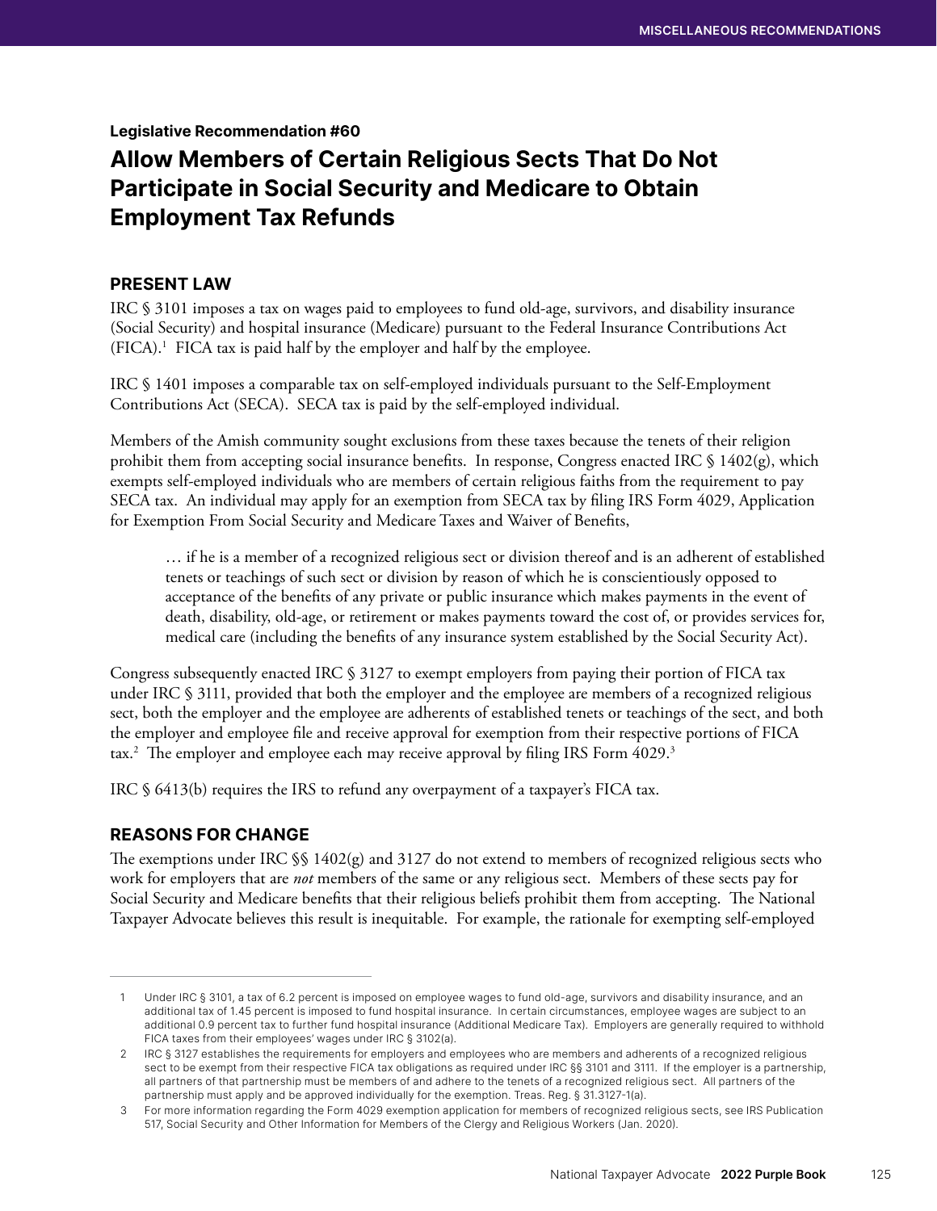Legislative Recommendation #60

# Allow Members of Certain Religious Sects That Do Not Participate in Social Security and Medicare to Obtain Employment Tax Refunds

## PRESENT LAW

IRC § 3101 imposes a tax on wages paid to employees to fund old-age, survivors, and disability insurance (Social Security) and hospital insurance (Medicare) pursuant to the Federal Insurance Contributions Act (FICA).[1] FICA tax is paid half by the employer and half by the employee.

IRC § 1401 imposes a comparable tax on self-employed individuals pursuant to the Self-Employment Contributions Act (SECA). SECA tax is paid by the self-employed individual.

Members of the Amish community sought exclusions from these taxes because the tenets of their religion prohibit them from accepting social insurance benefits. In response, Congress enacted IRC § 1402(g), which exempts self-employed individuals who are members of certain religious faiths from the requirement to pay SECA tax. An individual may apply for an exemption from SECA tax by filing IRS Form 4029, Application for Exemption From Social Security and Medicare Taxes and Waiver of Benefits,

> … if he is a member of a recognized religious sect or division thereof and is an adherent of established tenets or teachings of such sect or division by reason of which he is conscientiously opposed to acceptance of the benefits of any private or public insurance which makes payments in the event of death, disability, old-age, or retirement or makes payments toward the cost of, or provides services for, medical care (including the benefits of any insurance system established by the Social Security Act).

Congress subsequently enacted IRC § 3127 to exempt employers from paying their portion of FICA tax under IRC § 3111, provided that both the employer and the employee are members of a recognized religious sect, both the employer and the employee are adherents of established tenets or teachings of the sect, and both the employer and employee file and receive approval for exemption from their respective portions of FICA tax.[2] The employer and employee each may receive approval by filing IRS Form 4029.[3]

IRC § 6413(b) requires the IRS to refund any overpayment of a taxpayer's FICA tax.

## REASONS FOR CHANGE

The exemptions under IRC §§ 1402(g) and 3127 do not extend to members of recognized religious sects who work for employers that are *not* members of the same or any religious sect. Members of these sects pay for Social Security and Medicare benefits that their religious beliefs prohibit them from accepting. The National Taxpayer Advocate believes this result is inequitable. For example, the rationale for exempting self-employed

---

1 Under IRC § 3101, a tax of 6.2 percent is imposed on employee wages to fund old-age, survivors and disability insurance, and an additional tax of 1.45 percent is imposed to fund hospital insurance. In certain circumstances, employee wages are subject to an additional 0.9 percent tax to further fund hospital insurance (Additional Medicare Tax). Employers are generally required to withhold FICA taxes from their employees' wages under IRC § 3102(a).

2 IRC § 3127 establishes the requirements for employers and employees who are members and adherents of a recognized religious sect to be exempt from their respective FICA tax obligations as required under IRC §§ 3101 and 3111. If the employer is a partnership, all partners of that partnership must be members of and adhere to the tenets of a recognized religious sect. All partners of the partnership must apply and be approved individually for the exemption. Treas. Reg. § 31.3127-1(a).

3 For more information regarding the Form 4029 exemption application for members of recognized religious sects, see IRS Publication 517, Social Security and Other Information for Members of the Clergy and Religious Workers (Jan. 2020).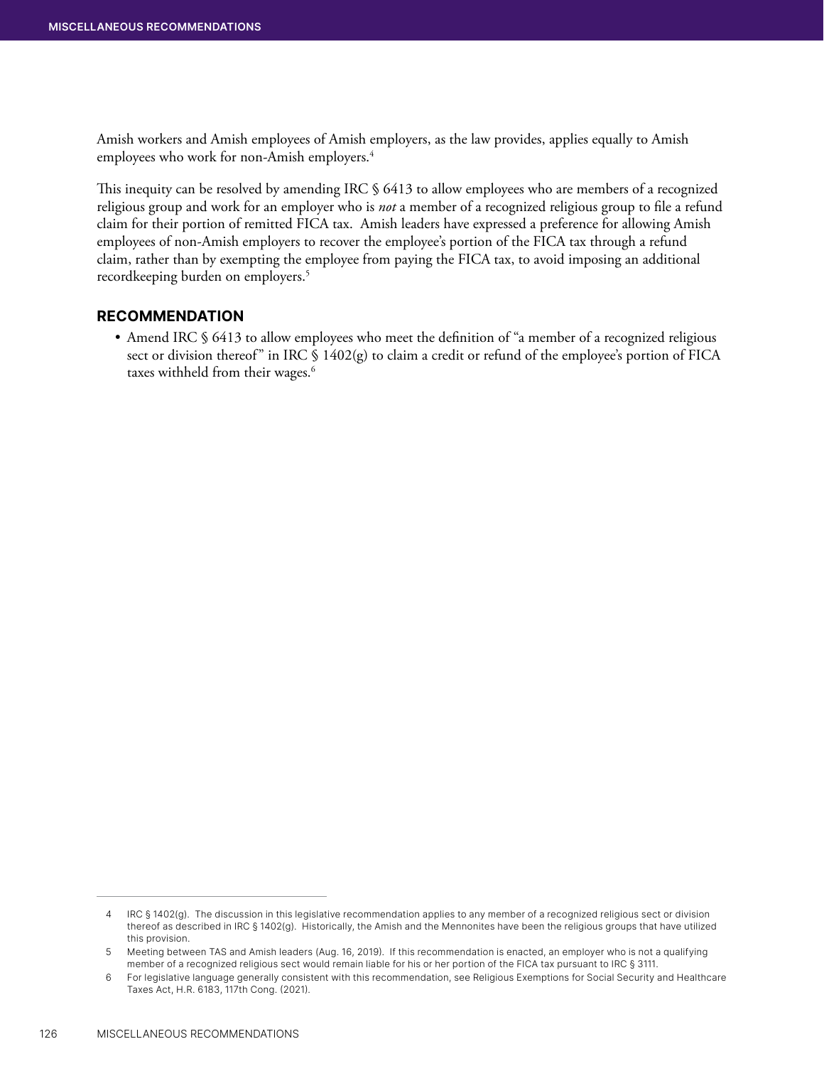Amish workers and Amish employees of Amish employers, as the law provides, applies equally to Amish employees who work for non-Amish employers.[4]

This inequity can be resolved by amending IRC § 6413 to allow employees who are members of a recognized religious group and work for an employer who is *not* a member of a recognized religious group to file a refund claim for their portion of remitted FICA tax. Amish leaders have expressed a preference for allowing Amish employees of non-Amish employers to recover the employee's portion of the FICA tax through a refund claim, rather than by exempting the employee from paying the FICA tax, to avoid imposing an additional recordkeeping burden on employers.[5]

## RECOMMENDATION

- Amend IRC § 6413 to allow employees who meet the definition of "a member of a recognized religious sect or division thereof" in IRC § 1402(g) to claim a credit or refund of the employee's portion of FICA taxes withheld from their wages.[6]

---

4 IRC § 1402(g). The discussion in this legislative recommendation applies to any member of a recognized religious sect or division thereof as described in IRC § 1402(g). Historically, the Amish and the Mennonites have been the religious groups that have utilized this provision.

5 Meeting between TAS and Amish leaders (Aug. 16, 2019). If this recommendation is enacted, an employer who is not a qualifying member of a recognized religious sect would remain liable for his or her portion of the FICA tax pursuant to IRC § 3111.

6 For legislative language generally consistent with this recommendation, see Religious Exemptions for Social Security and Healthcare Taxes Act, H.R. 6183, 117th Cong. (2021).